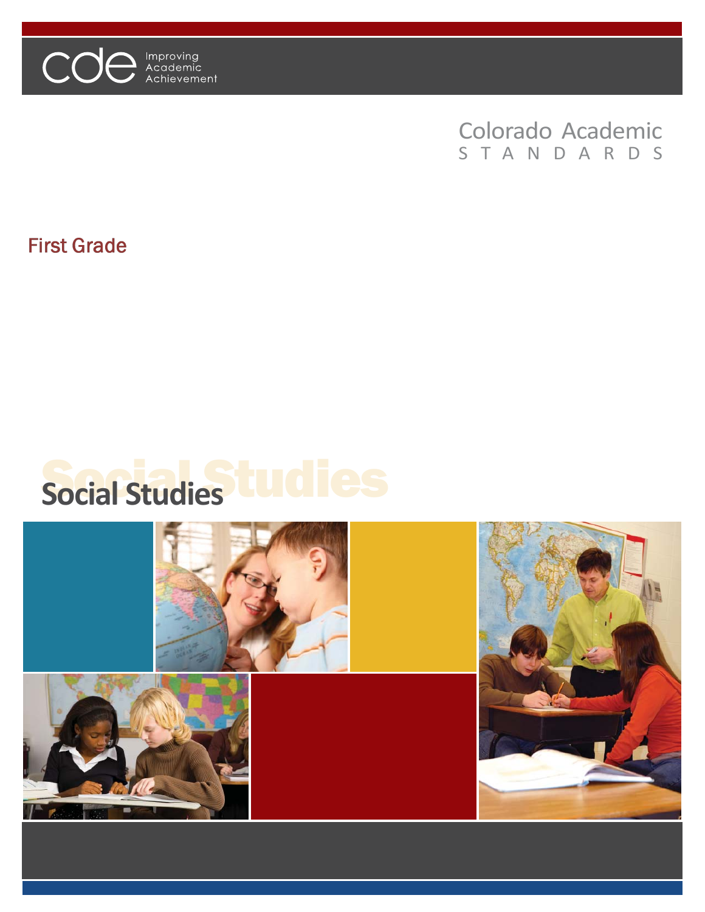cde Improving Academic Achievement

Colorado Academic STANDARDS

First Grade

# Social Studies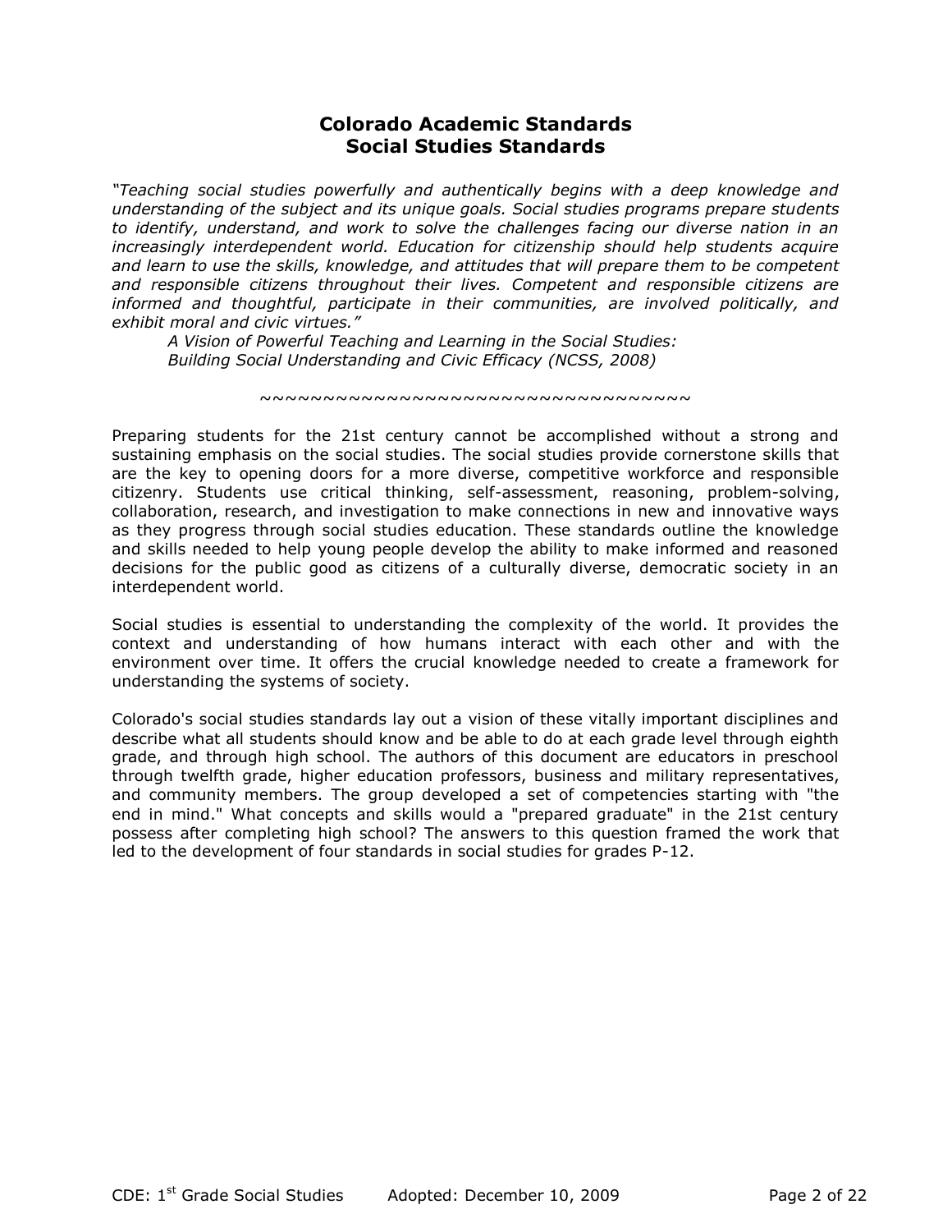# Colorado Academic Standards
# Social Studies Standards

*"Teaching social studies powerfully and authentically begins with a deep knowledge and understanding of the subject and its unique goals. Social studies programs prepare students to identify, understand, and work to solve the challenges facing our diverse nation in an increasingly interdependent world. Education for citizenship should help students acquire and learn to use the skills, knowledge, and attitudes that will prepare them to be competent and responsible citizens throughout their lives. Competent and responsible citizens are informed and thoughtful, participate in their communities, are involved politically, and exhibit moral and civic virtues."*

*A Vision of Powerful Teaching and Learning in the Social Studies: Building Social Understanding and Civic Efficacy (NCSS, 2008)*

~~~~~~~~~~~~~~~~~~~~~~~~~~~~~~~~~~~

Preparing students for the 21st century cannot be accomplished without a strong and sustaining emphasis on the social studies. The social studies provide cornerstone skills that are the key to opening doors for a more diverse, competitive workforce and responsible citizenry. Students use critical thinking, self-assessment, reasoning, problem-solving, collaboration, research, and investigation to make connections in new and innovative ways as they progress through social studies education. These standards outline the knowledge and skills needed to help young people develop the ability to make informed and reasoned decisions for the public good as citizens of a culturally diverse, democratic society in an interdependent world.

Social studies is essential to understanding the complexity of the world. It provides the context and understanding of how humans interact with each other and with the environment over time. It offers the crucial knowledge needed to create a framework for understanding the systems of society.

Colorado's social studies standards lay out a vision of these vitally important disciplines and describe what all students should know and be able to do at each grade level through eighth grade, and through high school. The authors of this document are educators in preschool through twelfth grade, higher education professors, business and military representatives, and community members. The group developed a set of competencies starting with "the end in mind." What concepts and skills would a "prepared graduate" in the 21st century possess after completing high school? The answers to this question framed the work that led to the development of four standards in social studies for grades P-12.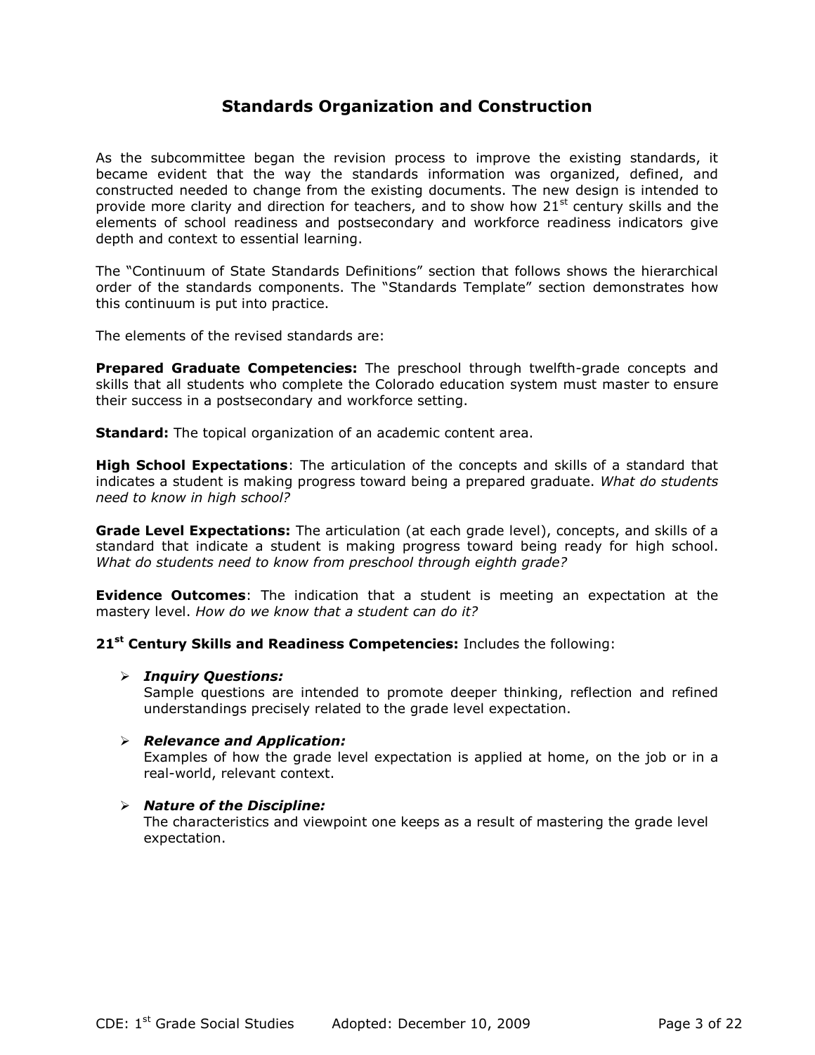# Standards Organization and Construction

As the subcommittee began the revision process to improve the existing standards, it became evident that the way the standards information was organized, defined, and constructed needed to change from the existing documents. The new design is intended to provide more clarity and direction for teachers, and to show how 21st century skills and the elements of school readiness and postsecondary and workforce readiness indicators give depth and context to essential learning.

The "Continuum of State Standards Definitions" section that follows shows the hierarchical order of the standards components. The "Standards Template" section demonstrates how this continuum is put into practice.

The elements of the revised standards are:

**Prepared Graduate Competencies:** The preschool through twelfth-grade concepts and skills that all students who complete the Colorado education system must master to ensure their success in a postsecondary and workforce setting.

**Standard:** The topical organization of an academic content area.

**High School Expectations**: The articulation of the concepts and skills of a standard that indicates a student is making progress toward being a prepared graduate. *What do students need to know in high school?*

**Grade Level Expectations:** The articulation (at each grade level), concepts, and skills of a standard that indicate a student is making progress toward being ready for high school. *What do students need to know from preschool through eighth grade?*

**Evidence Outcomes**: The indication that a student is meeting an expectation at the mastery level. *How do we know that a student can do it?*

**21st Century Skills and Readiness Competencies:** Includes the following:

- ***Inquiry Questions:***
  Sample questions are intended to promote deeper thinking, reflection and refined understandings precisely related to the grade level expectation.

- ***Relevance and Application:***
  Examples of how the grade level expectation is applied at home, on the job or in a real-world, relevant context.

- ***Nature of the Discipline:***
  The characteristics and viewpoint one keeps as a result of mastering the grade level expectation.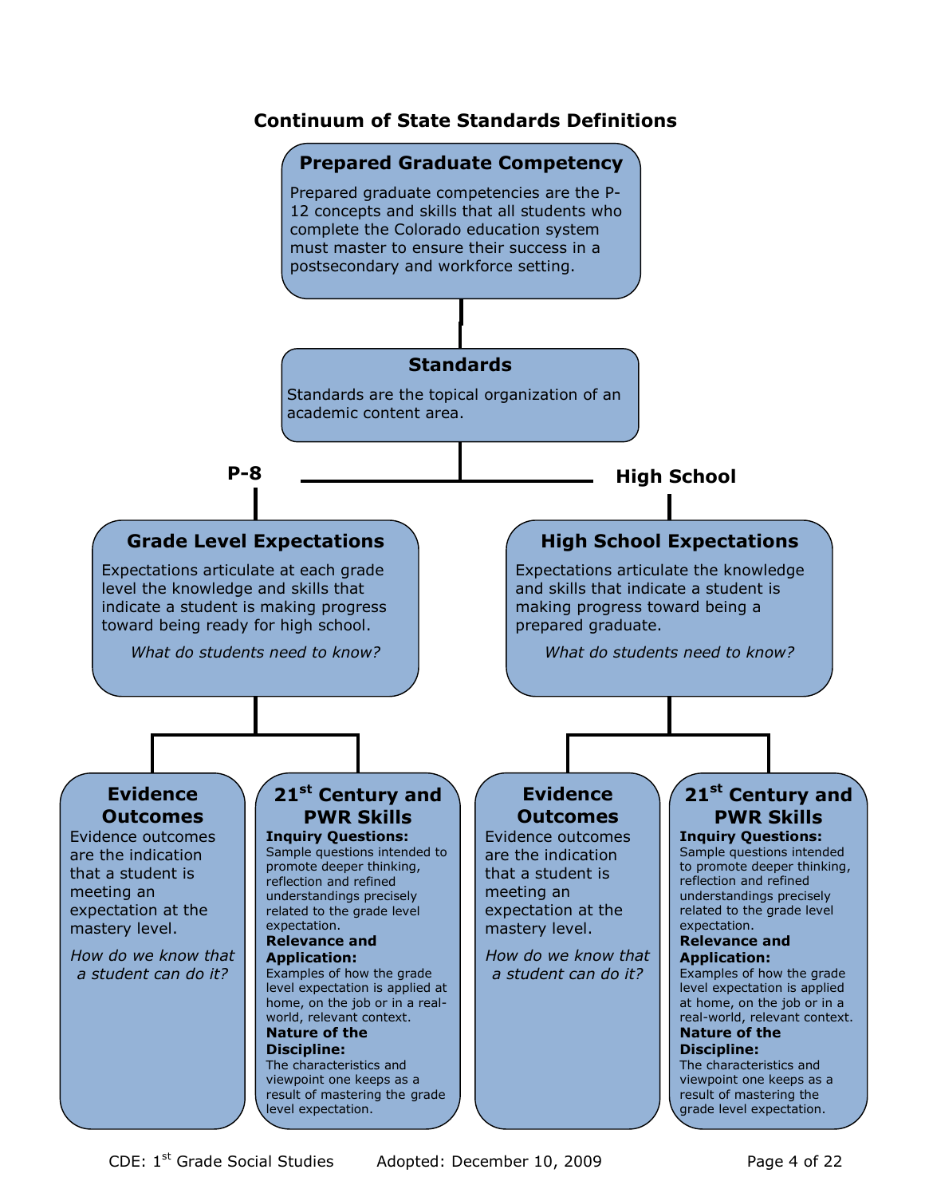## Continuum of State Standards Definitions

### Prepared Graduate Competency

Prepared graduate competencies are the P-12 concepts and skills that all students who complete the Colorado education system must master to ensure their success in a postsecondary and workforce setting.

### Standards

Standards are the topical organization of an academic content area.

### P-8

#### Grade Level Expectations

Expectations articulate at each grade level the knowledge and skills that indicate a student is making progress toward being ready for high school.

*What do students need to know?*

##### Evidence Outcomes

Evidence outcomes are the indication that a student is meeting an expectation at the mastery level.

*How do we know that a student can do it?*

##### 21st Century and PWR Skills

**Inquiry Questions:**
Sample questions intended to promote deeper thinking, reflection and refined understandings precisely related to the grade level expectation.

**Relevance and Application:**
Examples of how the grade level expectation is applied at home, on the job or in a real-world, relevant context.

**Nature of the Discipline:**
The characteristics and viewpoint one keeps as a result of mastering the grade level expectation.

### High School

#### High School Expectations

Expectations articulate the knowledge and skills that indicate a student is making progress toward being a prepared graduate.

*What do students need to know?*

##### Evidence Outcomes

Evidence outcomes are the indication that a student is meeting an expectation at the mastery level.

*How do we know that a student can do it?*

##### 21st Century and PWR Skills

**Inquiry Questions:**
Sample questions intended to promote deeper thinking, reflection and refined understandings precisely related to the grade level expectation.

**Relevance and Application:**
Examples of how the grade level expectation is applied at home, on the job or in a real-world, relevant context.

**Nature of the Discipline:**
The characteristics and viewpoint one keeps as a result of mastering the grade level expectation.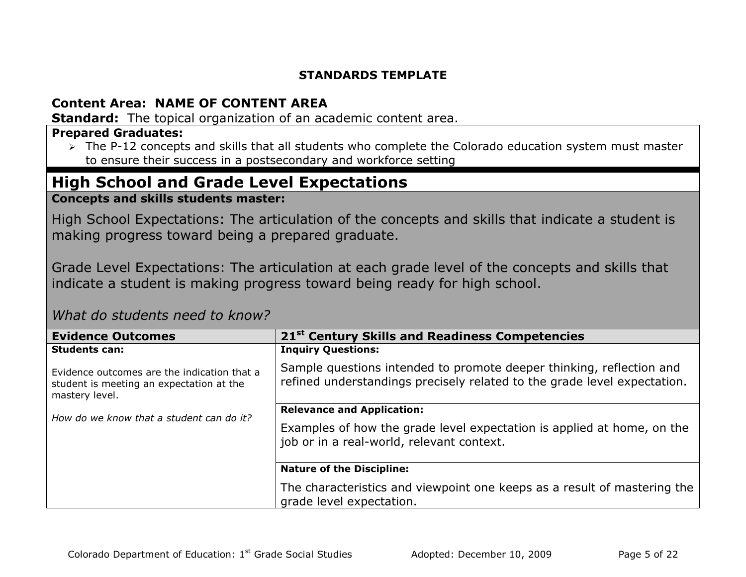**STANDARDS TEMPLATE**

**Content Area: NAME OF CONTENT AREA**

**Standard:** The topical organization of an academic content area.

**Prepared Graduates:**

- The P-12 concepts and skills that all students who complete the Colorado education system must master to ensure their success in a postsecondary and workforce setting

## High School and Grade Level Expectations

**Concepts and skills students master:**

High School Expectations: The articulation of the concepts and skills that indicate a student is making progress toward being a prepared graduate.

Grade Level Expectations: The articulation at each grade level of the concepts and skills that indicate a student is making progress toward being ready for high school.

*What do students need to know?*

| Evidence Outcomes | 21st Century Skills and Readiness Competencies |
|---|---|
| **Students can:**<br><br>Evidence outcomes are the indication that a student is meeting an expectation at the mastery level.<br><br>*How do we know that a student can do it?* | **Inquiry Questions:**<br><br>Sample questions intended to promote deeper thinking, reflection and refined understandings precisely related to the grade level expectation. |
| | **Relevance and Application:**<br><br>Examples of how the grade level expectation is applied at home, on the job or in a real-world, relevant context. |
| | **Nature of the Discipline:**<br><br>The characteristics and viewpoint one keeps as a result of mastering the grade level expectation. |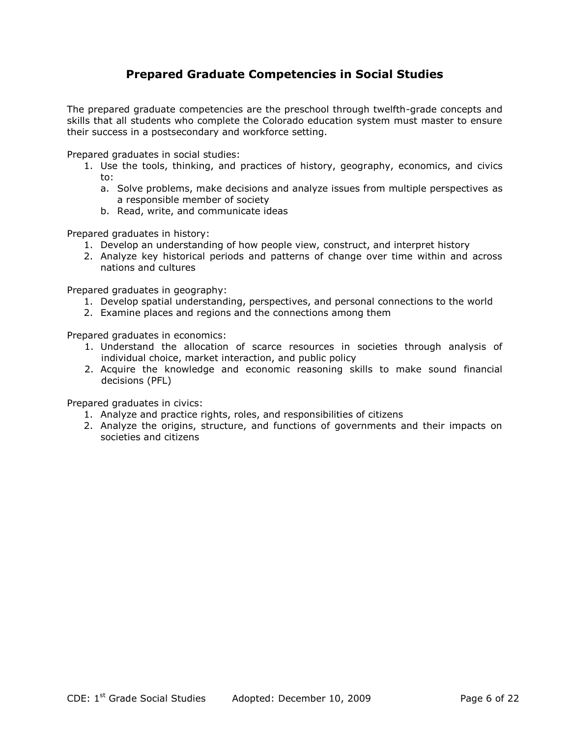## Prepared Graduate Competencies in Social Studies

The prepared graduate competencies are the preschool through twelfth-grade concepts and skills that all students who complete the Colorado education system must master to ensure their success in a postsecondary and workforce setting.

Prepared graduates in social studies:

1. Use the tools, thinking, and practices of history, geography, economics, and civics to:
   a. Solve problems, make decisions and analyze issues from multiple perspectives as a responsible member of society
   b. Read, write, and communicate ideas

Prepared graduates in history:

1. Develop an understanding of how people view, construct, and interpret history
2. Analyze key historical periods and patterns of change over time within and across nations and cultures

Prepared graduates in geography:

1. Develop spatial understanding, perspectives, and personal connections to the world
2. Examine places and regions and the connections among them

Prepared graduates in economics:

1. Understand the allocation of scarce resources in societies through analysis of individual choice, market interaction, and public policy
2. Acquire the knowledge and economic reasoning skills to make sound financial decisions (PFL)

Prepared graduates in civics:

1. Analyze and practice rights, roles, and responsibilities of citizens
2. Analyze the origins, structure, and functions of governments and their impacts on societies and citizens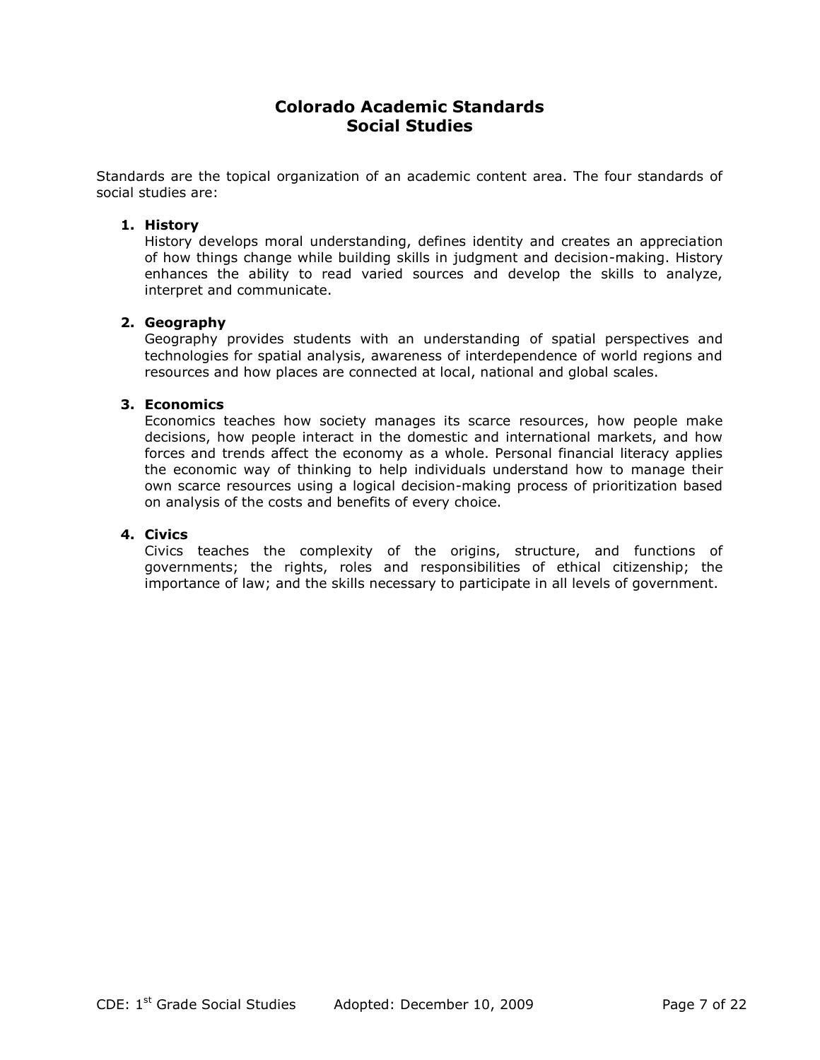# Colorado Academic Standards
# Social Studies

Standards are the topical organization of an academic content area. The four standards of social studies are:

1. **History**
   History develops moral understanding, defines identity and creates an appreciation of how things change while building skills in judgment and decision-making. History enhances the ability to read varied sources and develop the skills to analyze, interpret and communicate.

2. **Geography**
   Geography provides students with an understanding of spatial perspectives and technologies for spatial analysis, awareness of interdependence of world regions and resources and how places are connected at local, national and global scales.

3. **Economics**
   Economics teaches how society manages its scarce resources, how people make decisions, how people interact in the domestic and international markets, and how forces and trends affect the economy as a whole. Personal financial literacy applies the economic way of thinking to help individuals understand how to manage their own scarce resources using a logical decision-making process of prioritization based on analysis of the costs and benefits of every choice.

4. **Civics**
   Civics teaches the complexity of the origins, structure, and functions of governments; the rights, roles and responsibilities of ethical citizenship; the importance of law; and the skills necessary to participate in all levels of government.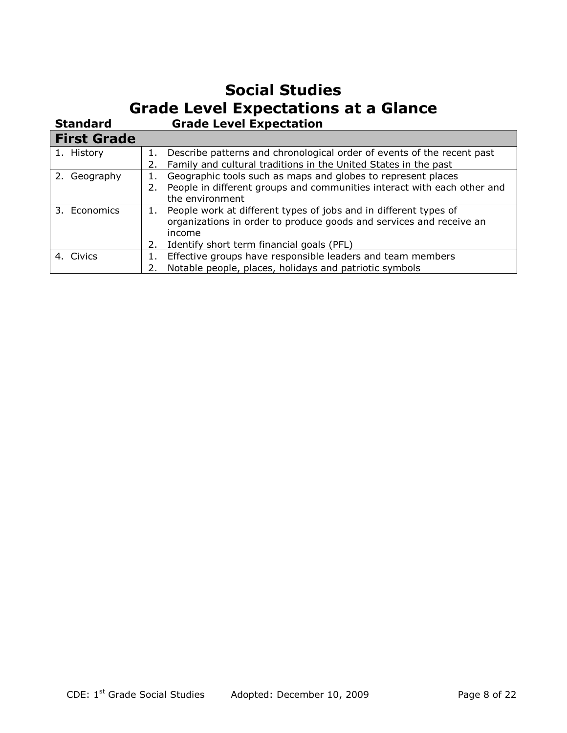# Social Studies
# Grade Level Expectations at a Glance

| Standard | Grade Level Expectation |
|---|---|
| **First Grade** | |
| 1. History | 1. Describe patterns and chronological order of events of the recent past<br>2. Family and cultural traditions in the United States in the past |
| 2. Geography | 1. Geographic tools such as maps and globes to represent places<br>2. People in different groups and communities interact with each other and the environment |
| 3. Economics | 1. People work at different types of jobs and in different types of organizations in order to produce goods and services and receive an income<br>2. Identify short term financial goals (PFL) |
| 4. Civics | 1. Effective groups have responsible leaders and team members<br>2. Notable people, places, holidays and patriotic symbols |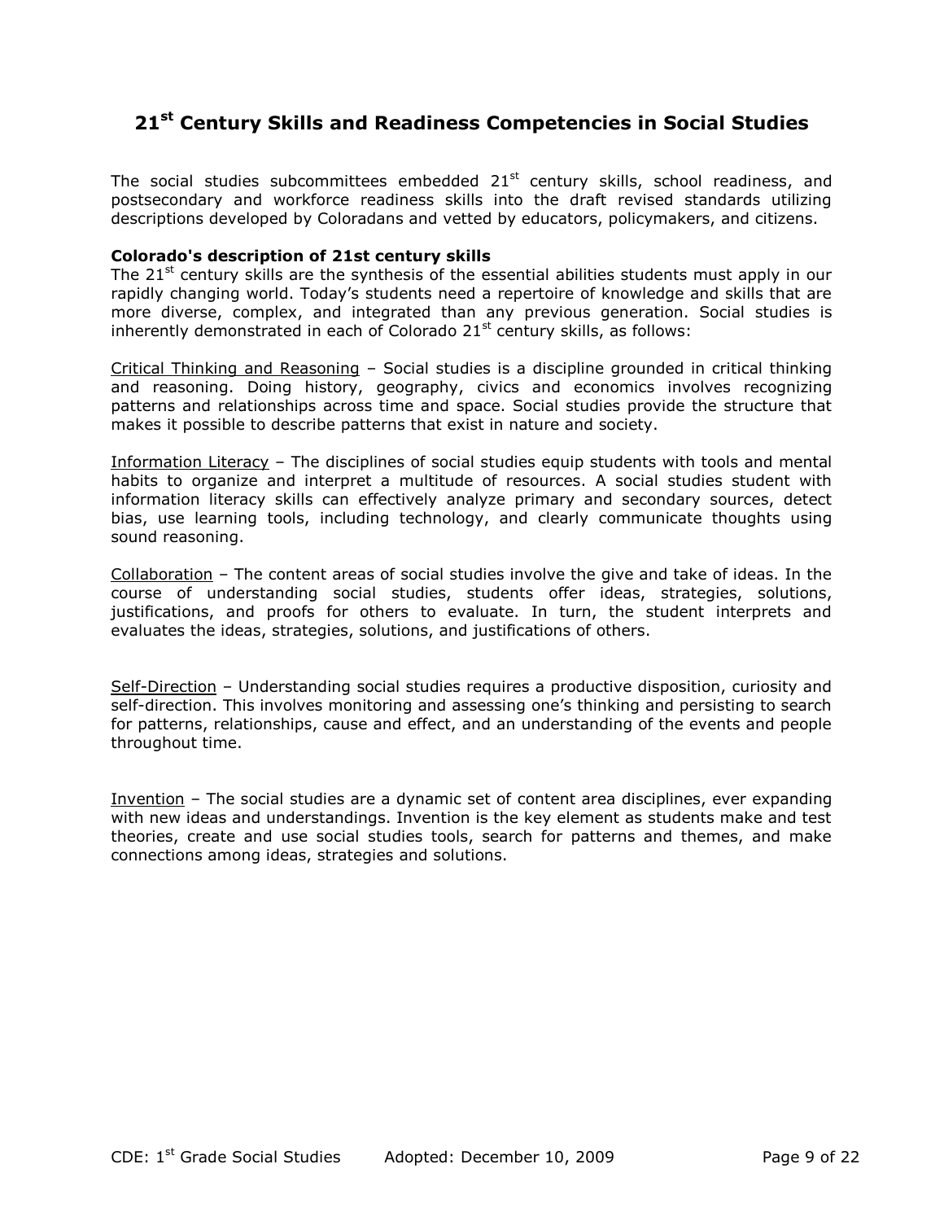## 21st Century Skills and Readiness Competencies in Social Studies

The social studies subcommittees embedded 21st century skills, school readiness, and postsecondary and workforce readiness skills into the draft revised standards utilizing descriptions developed by Coloradans and vetted by educators, policymakers, and citizens.

**Colorado's description of 21st century skills**

The 21st century skills are the synthesis of the essential abilities students must apply in our rapidly changing world. Today's students need a repertoire of knowledge and skills that are more diverse, complex, and integrated than any previous generation. Social studies is inherently demonstrated in each of Colorado 21st century skills, as follows:

Critical Thinking and Reasoning – Social studies is a discipline grounded in critical thinking and reasoning. Doing history, geography, civics and economics involves recognizing patterns and relationships across time and space. Social studies provide the structure that makes it possible to describe patterns that exist in nature and society.

Information Literacy – The disciplines of social studies equip students with tools and mental habits to organize and interpret a multitude of resources. A social studies student with information literacy skills can effectively analyze primary and secondary sources, detect bias, use learning tools, including technology, and clearly communicate thoughts using sound reasoning.

Collaboration – The content areas of social studies involve the give and take of ideas. In the course of understanding social studies, students offer ideas, strategies, solutions, justifications, and proofs for others to evaluate. In turn, the student interprets and evaluates the ideas, strategies, solutions, and justifications of others.

Self-Direction – Understanding social studies requires a productive disposition, curiosity and self-direction. This involves monitoring and assessing one's thinking and persisting to search for patterns, relationships, cause and effect, and an understanding of the events and people throughout time.

Invention – The social studies are a dynamic set of content area disciplines, ever expanding with new ideas and understandings. Invention is the key element as students make and test theories, create and use social studies tools, search for patterns and themes, and make connections among ideas, strategies and solutions.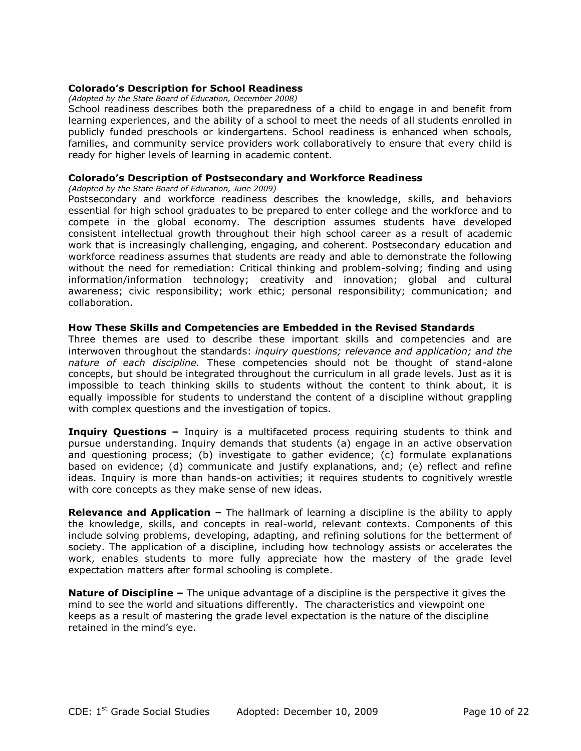### Colorado's Description for School Readiness

*(Adopted by the State Board of Education, December 2008)*

School readiness describes both the preparedness of a child to engage in and benefit from learning experiences, and the ability of a school to meet the needs of all students enrolled in publicly funded preschools or kindergartens. School readiness is enhanced when schools, families, and community service providers work collaboratively to ensure that every child is ready for higher levels of learning in academic content.

### Colorado's Description of Postsecondary and Workforce Readiness

*(Adopted by the State Board of Education, June 2009)*

Postsecondary and workforce readiness describes the knowledge, skills, and behaviors essential for high school graduates to be prepared to enter college and the workforce and to compete in the global economy. The description assumes students have developed consistent intellectual growth throughout their high school career as a result of academic work that is increasingly challenging, engaging, and coherent. Postsecondary education and workforce readiness assumes that students are ready and able to demonstrate the following without the need for remediation: Critical thinking and problem-solving; finding and using information/information technology; creativity and innovation; global and cultural awareness; civic responsibility; work ethic; personal responsibility; communication; and collaboration.

### How These Skills and Competencies are Embedded in the Revised Standards

Three themes are used to describe these important skills and competencies and are interwoven throughout the standards: *inquiry questions; relevance and application; and the nature of each discipline.* These competencies should not be thought of stand-alone concepts, but should be integrated throughout the curriculum in all grade levels. Just as it is impossible to teach thinking skills to students without the content to think about, it is equally impossible for students to understand the content of a discipline without grappling with complex questions and the investigation of topics.

**Inquiry Questions –** Inquiry is a multifaceted process requiring students to think and pursue understanding. Inquiry demands that students (a) engage in an active observation and questioning process; (b) investigate to gather evidence; (c) formulate explanations based on evidence; (d) communicate and justify explanations, and; (e) reflect and refine ideas. Inquiry is more than hands-on activities; it requires students to cognitively wrestle with core concepts as they make sense of new ideas.

**Relevance and Application –** The hallmark of learning a discipline is the ability to apply the knowledge, skills, and concepts in real-world, relevant contexts. Components of this include solving problems, developing, adapting, and refining solutions for the betterment of society. The application of a discipline, including how technology assists or accelerates the work, enables students to more fully appreciate how the mastery of the grade level expectation matters after formal schooling is complete.

**Nature of Discipline –** The unique advantage of a discipline is the perspective it gives the mind to see the world and situations differently. The characteristics and viewpoint one keeps as a result of mastering the grade level expectation is the nature of the discipline retained in the mind's eye.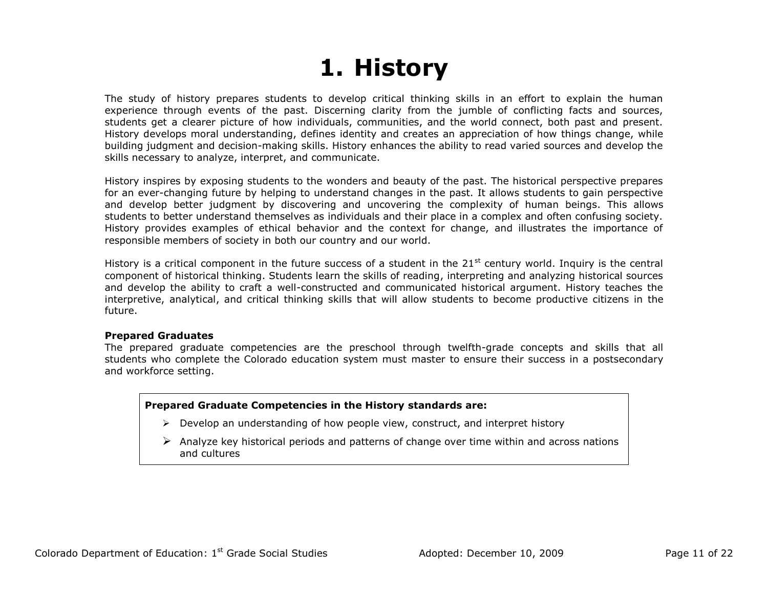# 1. History

The study of history prepares students to develop critical thinking skills in an effort to explain the human experience through events of the past. Discerning clarity from the jumble of conflicting facts and sources, students get a clearer picture of how individuals, communities, and the world connect, both past and present. History develops moral understanding, defines identity and creates an appreciation of how things change, while building judgment and decision-making skills. History enhances the ability to read varied sources and develop the skills necessary to analyze, interpret, and communicate.

History inspires by exposing students to the wonders and beauty of the past. The historical perspective prepares for an ever-changing future by helping to understand changes in the past. It allows students to gain perspective and develop better judgment by discovering and uncovering the complexity of human beings. This allows students to better understand themselves as individuals and their place in a complex and often confusing society. History provides examples of ethical behavior and the context for change, and illustrates the importance of responsible members of society in both our country and our world.

History is a critical component in the future success of a student in the 21st century world. Inquiry is the central component of historical thinking. Students learn the skills of reading, interpreting and analyzing historical sources and develop the ability to craft a well-constructed and communicated historical argument. History teaches the interpretive, analytical, and critical thinking skills that will allow students to become productive citizens in the future.

**Prepared Graduates**

The prepared graduate competencies are the preschool through twelfth-grade concepts and skills that all students who complete the Colorado education system must master to ensure their success in a postsecondary and workforce setting.

**Prepared Graduate Competencies in the History standards are:**

- Develop an understanding of how people view, construct, and interpret history
- Analyze key historical periods and patterns of change over time within and across nations and cultures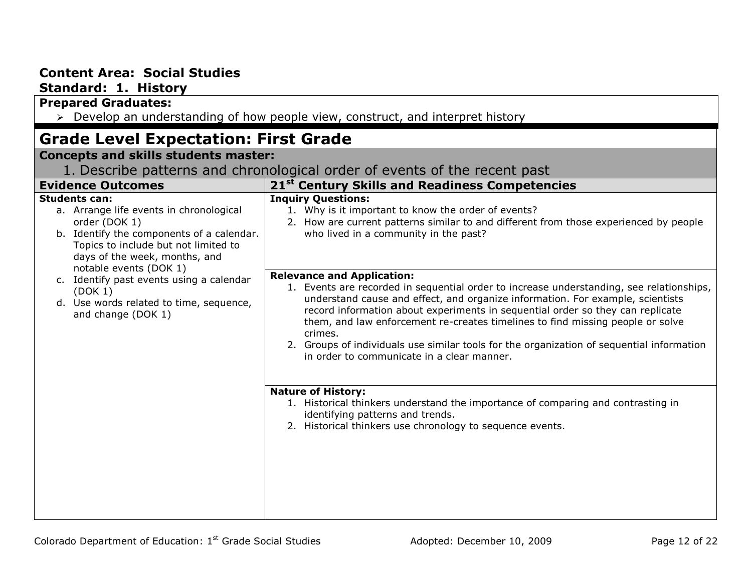**Content Area: Social Studies**
**Standard: 1. History**

**Prepared Graduates:**

- Develop an understanding of how people view, construct, and interpret history

## Grade Level Expectation: First Grade

**Concepts and skills students master:**

1. Describe patterns and chronological order of events of the recent past

| Evidence Outcomes | 21st Century Skills and Readiness Competencies |
|---|---|
| **Students can:**<br>a. Arrange life events in chronological order (DOK 1)<br>b. Identify the components of a calendar. Topics to include but not limited to days of the week, months, and notable events (DOK 1)<br>c. Identify past events using a calendar (DOK 1)<br>d. Use words related to time, sequence, and change (DOK 1) | **Inquiry Questions:**<br>1. Why is it important to know the order of events?<br>2. How are current patterns similar to and different from those experienced by people who lived in a community in the past?<br><br>**Relevance and Application:**<br>1. Events are recorded in sequential order to increase understanding, see relationships, understand cause and effect, and organize information. For example, scientists record information about experiments in sequential order so they can replicate them, and law enforcement re-creates timelines to find missing people or solve crimes.<br>2. Groups of individuals use similar tools for the organization of sequential information in order to communicate in a clear manner.<br><br>**Nature of History:**<br>1. Historical thinkers understand the importance of comparing and contrasting in identifying patterns and trends.<br>2. Historical thinkers use chronology to sequence events. |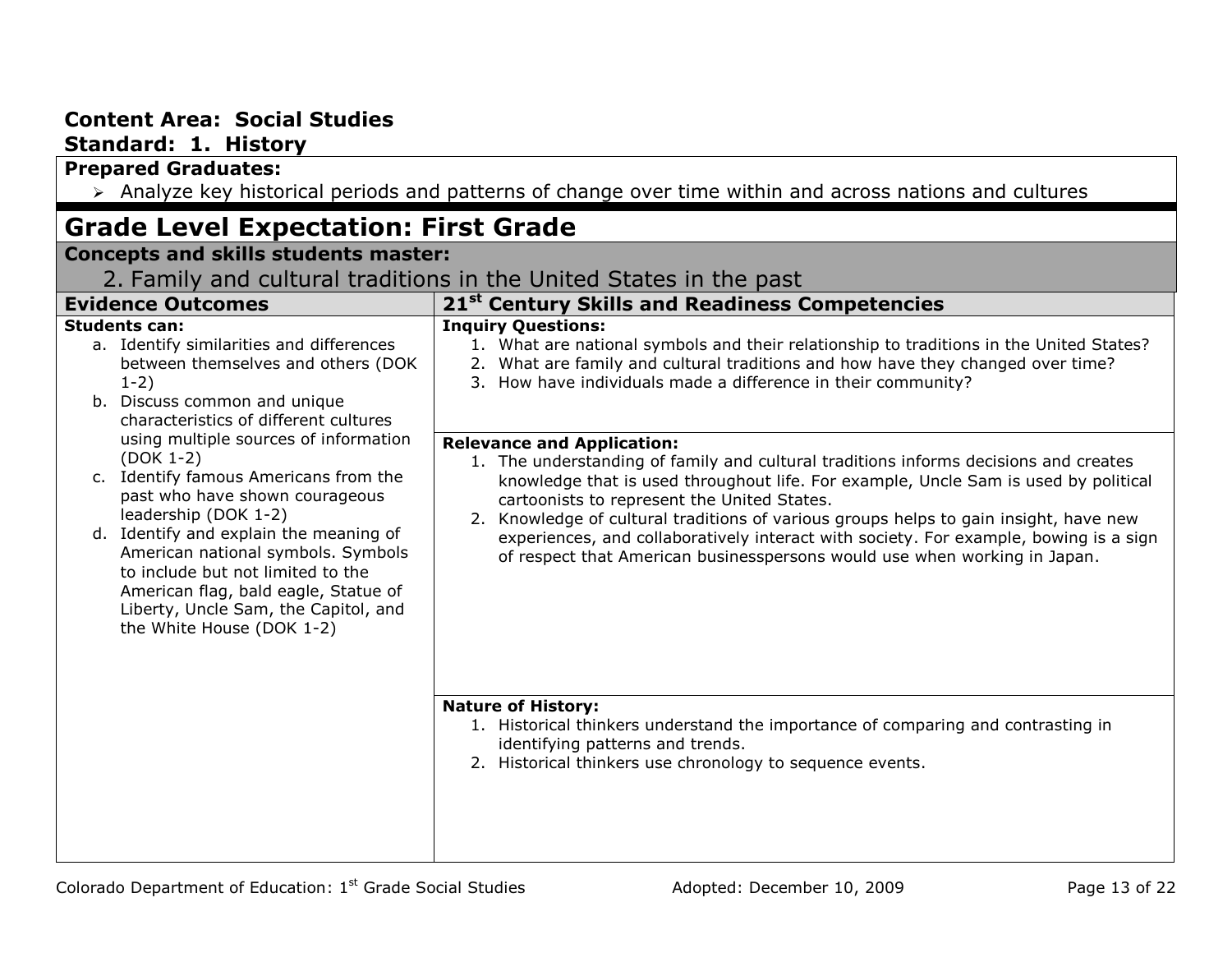**Content Area: Social Studies**
**Standard: 1. History**

**Prepared Graduates:**

- Analyze key historical periods and patterns of change over time within and across nations and cultures

## Grade Level Expectation: First Grade

**Concepts and skills students master:**

2. Family and cultural traditions in the United States in the past

| Evidence Outcomes | 21st Century Skills and Readiness Competencies |
|---|---|
| **Students can:**<br>a. Identify similarities and differences between themselves and others (DOK 1-2)<br>b. Discuss common and unique characteristics of different cultures using multiple sources of information (DOK 1-2)<br>c. Identify famous Americans from the past who have shown courageous leadership (DOK 1-2)<br>d. Identify and explain the meaning of American national symbols. Symbols to include but not limited to the American flag, bald eagle, Statue of Liberty, Uncle Sam, the Capitol, and the White House (DOK 1-2) | **Inquiry Questions:**<br>1. What are national symbols and their relationship to traditions in the United States?<br>2. What are family and cultural traditions and how have they changed over time?<br>3. How have individuals made a difference in their community?<br><br>**Relevance and Application:**<br>1. The understanding of family and cultural traditions informs decisions and creates knowledge that is used throughout life. For example, Uncle Sam is used by political cartoonists to represent the United States.<br>2. Knowledge of cultural traditions of various groups helps to gain insight, have new experiences, and collaboratively interact with society. For example, bowing is a sign of respect that American businesspersons would use when working in Japan.<br><br>**Nature of History:**<br>1. Historical thinkers understand the importance of comparing and contrasting in identifying patterns and trends.<br>2. Historical thinkers use chronology to sequence events. |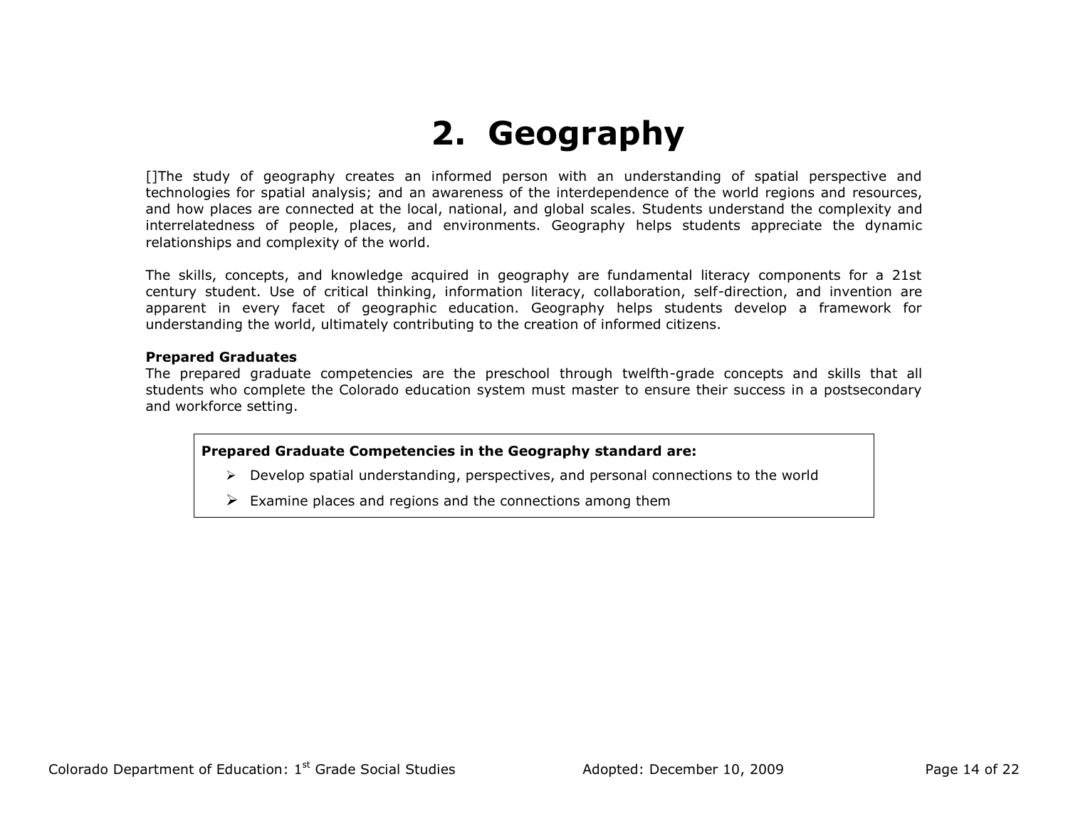# 2. Geography

[]The study of geography creates an informed person with an understanding of spatial perspective and technologies for spatial analysis; and an awareness of the interdependence of the world regions and resources, and how places are connected at the local, national, and global scales. Students understand the complexity and interrelatedness of people, places, and environments. Geography helps students appreciate the dynamic relationships and complexity of the world.

The skills, concepts, and knowledge acquired in geography are fundamental literacy components for a 21st century student. Use of critical thinking, information literacy, collaboration, self-direction, and invention are apparent in every facet of geographic education. Geography helps students develop a framework for understanding the world, ultimately contributing to the creation of informed citizens.

**Prepared Graduates**

The prepared graduate competencies are the preschool through twelfth-grade concepts and skills that all students who complete the Colorado education system must master to ensure their success in a postsecondary and workforce setting.

**Prepared Graduate Competencies in the Geography standard are:**

- Develop spatial understanding, perspectives, and personal connections to the world
- Examine places and regions and the connections among them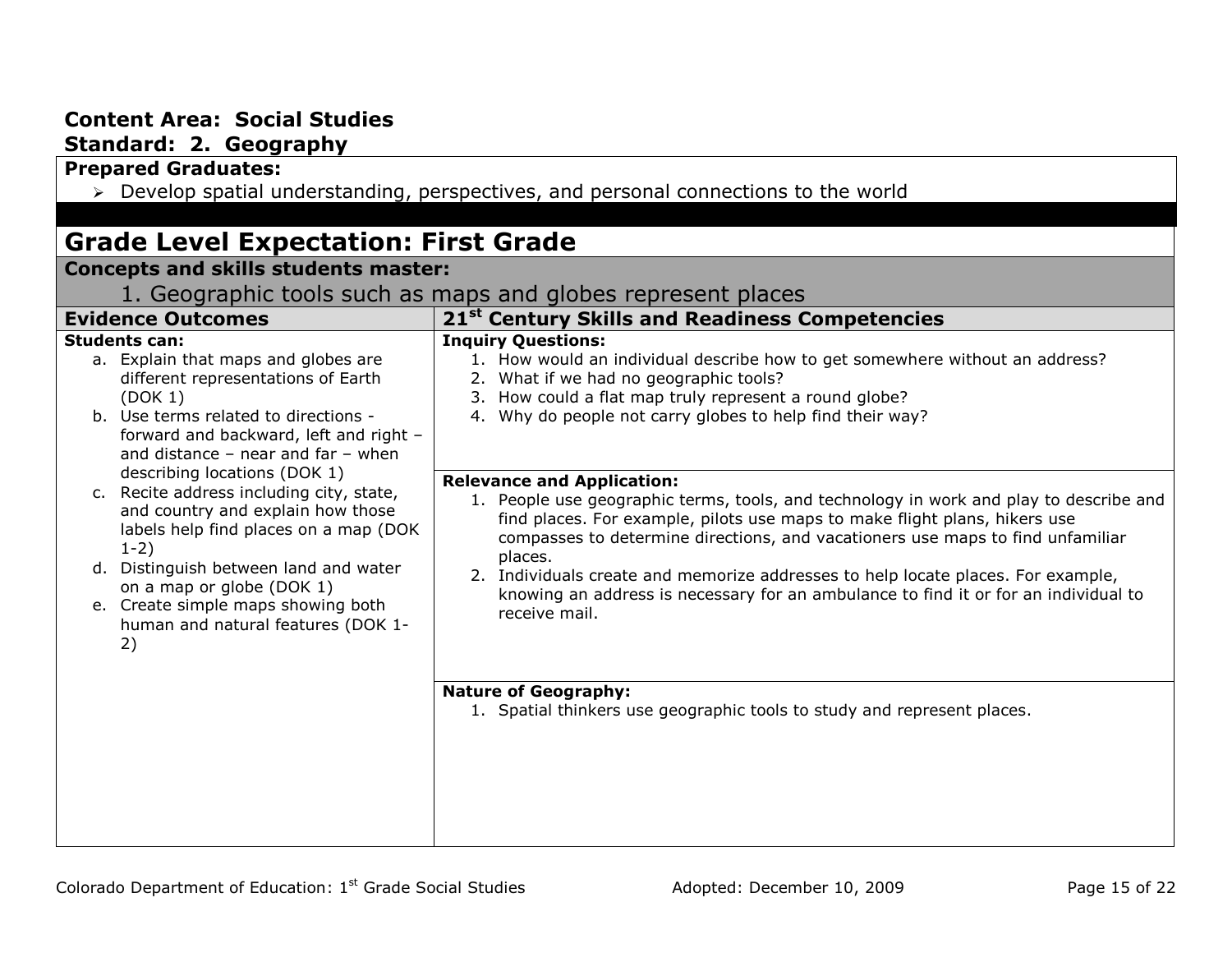**Content Area: Social Studies**
**Standard: 2. Geography**

**Prepared Graduates:**

- Develop spatial understanding, perspectives, and personal connections to the world

## Grade Level Expectation: First Grade

**Concepts and skills students master:**

1. Geographic tools such as maps and globes represent places

| Evidence Outcomes | 21st Century Skills and Readiness Competencies |
| --- | --- |
| **Students can:**<br>a. Explain that maps and globes are different representations of Earth (DOK 1)<br>b. Use terms related to directions - forward and backward, left and right – and distance – near and far – when describing locations (DOK 1)<br>c. Recite address including city, state, and country and explain how those labels help find places on a map (DOK 1-2)<br>d. Distinguish between land and water on a map or globe (DOK 1)<br>e. Create simple maps showing both human and natural features (DOK 1-2) | **Inquiry Questions:**<br>1. How would an individual describe how to get somewhere without an address?<br>2. What if we had no geographic tools?<br>3. How could a flat map truly represent a round globe?<br>4. Why do people not carry globes to help find their way?<br><br>**Relevance and Application:**<br>1. People use geographic terms, tools, and technology in work and play to describe and find places. For example, pilots use maps to make flight plans, hikers use compasses to determine directions, and vacationers use maps to find unfamiliar places.<br>2. Individuals create and memorize addresses to help locate places. For example, knowing an address is necessary for an ambulance to find it or for an individual to receive mail.<br><br>**Nature of Geography:**<br>1. Spatial thinkers use geographic tools to study and represent places. |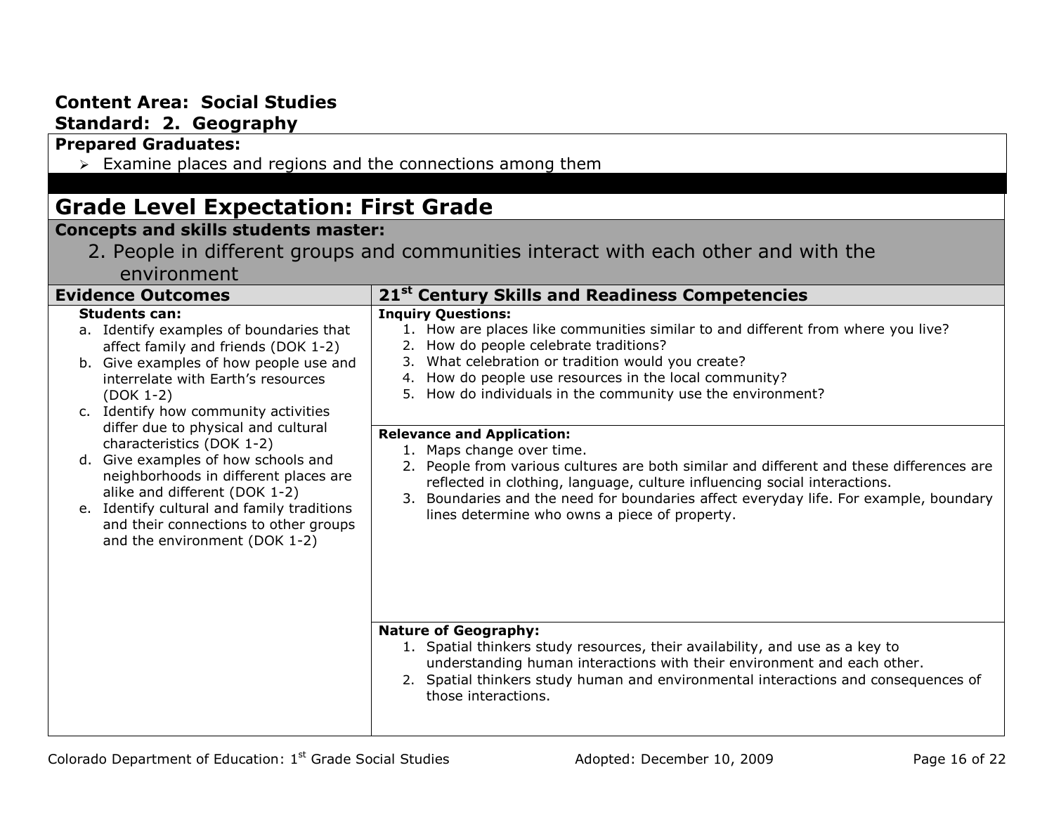**Content Area: Social Studies**
**Standard: 2. Geography**

**Prepared Graduates:**

- Examine places and regions and the connections among them

## Grade Level Expectation: First Grade

**Concepts and skills students master:**

2. People in different groups and communities interact with each other and with the environment

| Evidence Outcomes | 21st Century Skills and Readiness Competencies |
|---|---|
| **Students can:**<br>a. Identify examples of boundaries that affect family and friends (DOK 1-2)<br>b. Give examples of how people use and interrelate with Earth's resources (DOK 1-2)<br>c. Identify how community activities differ due to physical and cultural characteristics (DOK 1-2)<br>d. Give examples of how schools and neighborhoods in different places are alike and different (DOK 1-2)<br>e. Identify cultural and family traditions and their connections to other groups and the environment (DOK 1-2) | **Inquiry Questions:**<br>1. How are places like communities similar to and different from where you live?<br>2. How do people celebrate traditions?<br>3. What celebration or tradition would you create?<br>4. How do people use resources in the local community?<br>5. How do individuals in the community use the environment?<br><br>**Relevance and Application:**<br>1. Maps change over time.<br>2. People from various cultures are both similar and different and these differences are reflected in clothing, language, culture influencing social interactions.<br>3. Boundaries and the need for boundaries affect everyday life. For example, boundary lines determine who owns a piece of property.<br><br>**Nature of Geography:**<br>1. Spatial thinkers study resources, their availability, and use as a key to understanding human interactions with their environment and each other.<br>2. Spatial thinkers study human and environmental interactions and consequences of those interactions. |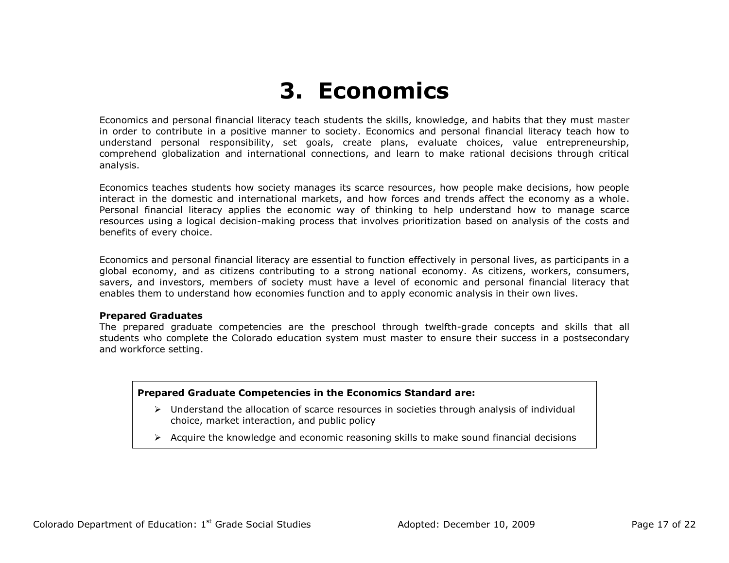# 3. Economics

Economics and personal financial literacy teach students the skills, knowledge, and habits that they must master in order to contribute in a positive manner to society. Economics and personal financial literacy teach how to understand personal responsibility, set goals, create plans, evaluate choices, value entrepreneurship, comprehend globalization and international connections, and learn to make rational decisions through critical analysis.

Economics teaches students how society manages its scarce resources, how people make decisions, how people interact in the domestic and international markets, and how forces and trends affect the economy as a whole. Personal financial literacy applies the economic way of thinking to help understand how to manage scarce resources using a logical decision-making process that involves prioritization based on analysis of the costs and benefits of every choice.

Economics and personal financial literacy are essential to function effectively in personal lives, as participants in a global economy, and as citizens contributing to a strong national economy. As citizens, workers, consumers, savers, and investors, members of society must have a level of economic and personal financial literacy that enables them to understand how economies function and to apply economic analysis in their own lives.

**Prepared Graduates**

The prepared graduate competencies are the preschool through twelfth-grade concepts and skills that all students who complete the Colorado education system must master to ensure their success in a postsecondary and workforce setting.

**Prepared Graduate Competencies in the Economics Standard are:**

- Understand the allocation of scarce resources in societies through analysis of individual choice, market interaction, and public policy
- Acquire the knowledge and economic reasoning skills to make sound financial decisions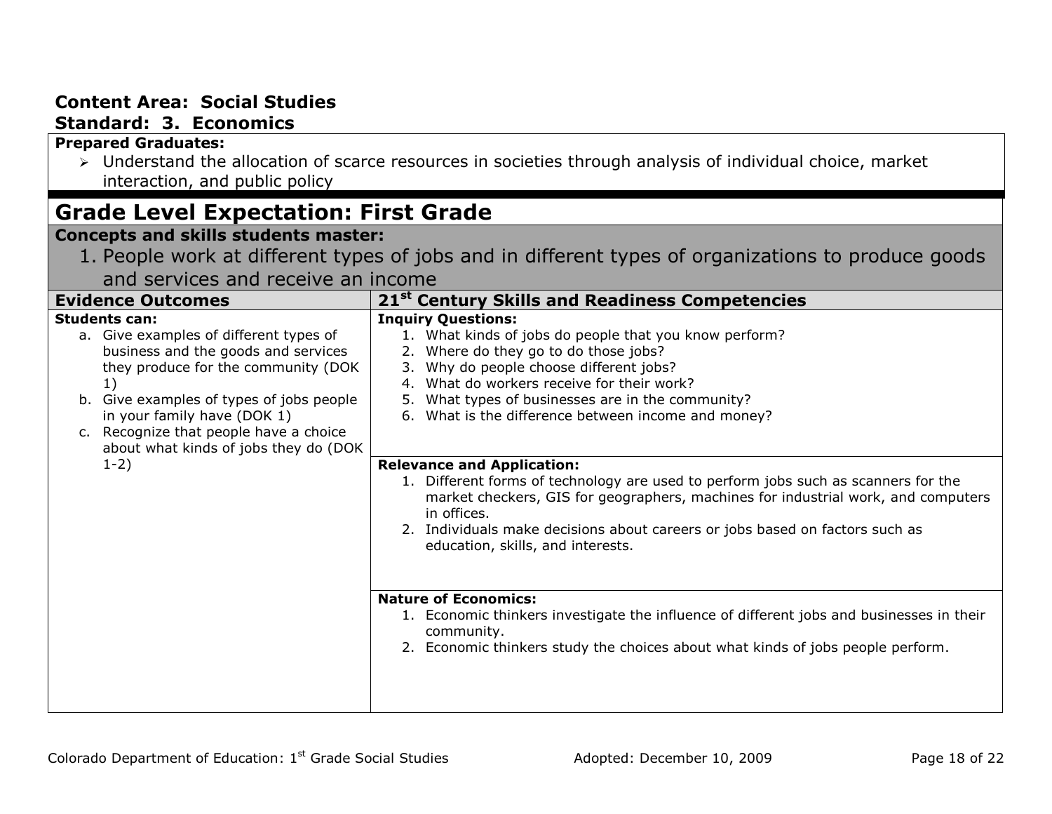**Content Area: Social Studies**
**Standard: 3. Economics**

**Prepared Graduates:**

- Understand the allocation of scarce resources in societies through analysis of individual choice, market interaction, and public policy

## Grade Level Expectation: First Grade

**Concepts and skills students master:**

1. People work at different types of jobs and in different types of organizations to produce goods and services and receive an income

| Evidence Outcomes | 21st Century Skills and Readiness Competencies |
|---|---|
| **Students can:**<br>a. Give examples of different types of business and the goods and services they produce for the community (DOK 1)<br>b. Give examples of types of jobs people in your family have (DOK 1)<br>c. Recognize that people have a choice about what kinds of jobs they do (DOK 1-2) | **Inquiry Questions:**<br>1. What kinds of jobs do people that you know perform?<br>2. Where do they go to do those jobs?<br>3. Why do people choose different jobs?<br>4. What do workers receive for their work?<br>5. What types of businesses are in the community?<br>6. What is the difference between income and money? |
| | **Relevance and Application:**<br>1. Different forms of technology are used to perform jobs such as scanners for the market checkers, GIS for geographers, machines for industrial work, and computers in offices.<br>2. Individuals make decisions about careers or jobs based on factors such as education, skills, and interests. |
| | **Nature of Economics:**<br>1. Economic thinkers investigate the influence of different jobs and businesses in their community.<br>2. Economic thinkers study the choices about what kinds of jobs people perform. |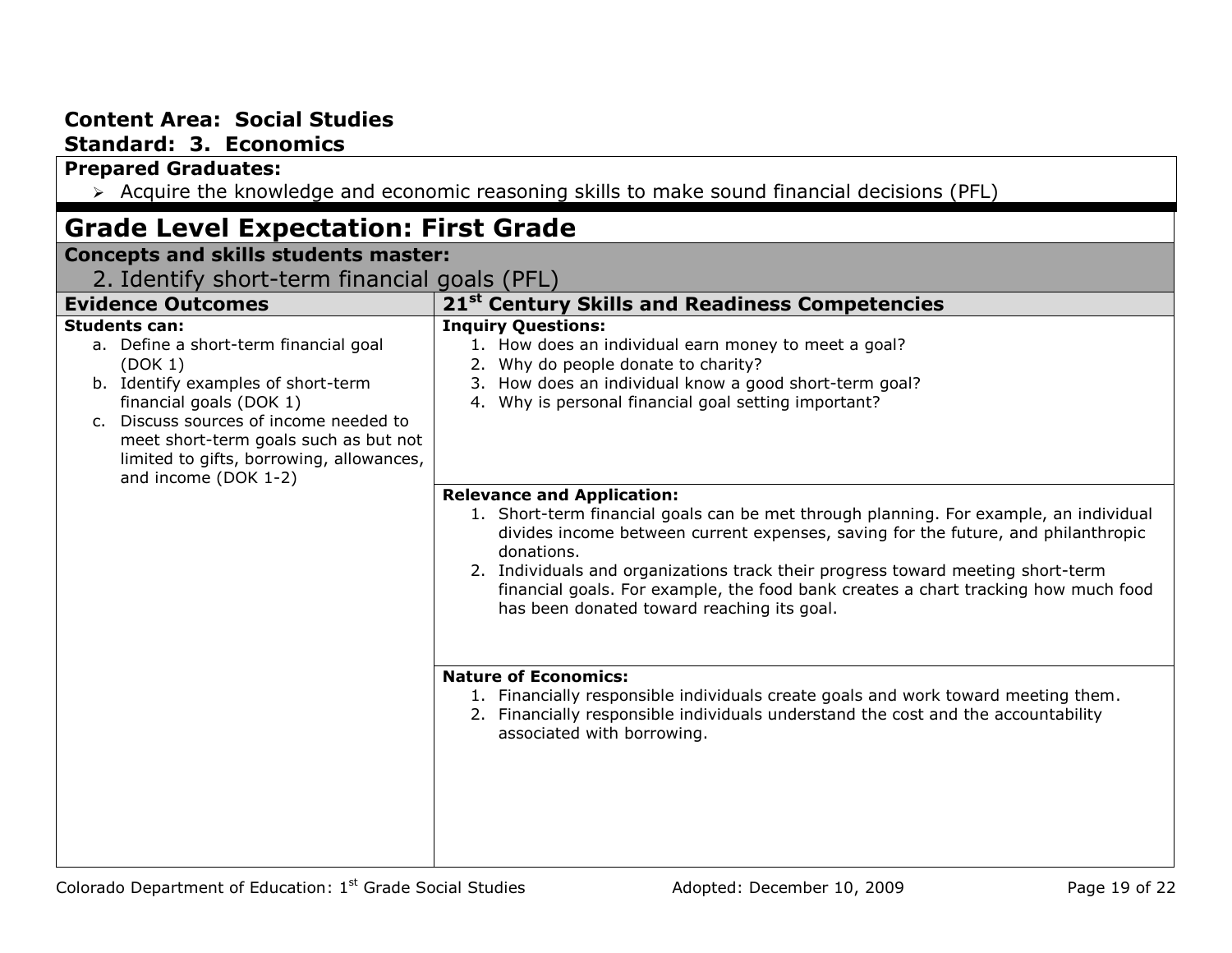**Content Area: Social Studies**
**Standard: 3. Economics**

**Prepared Graduates:**

- Acquire the knowledge and economic reasoning skills to make sound financial decisions (PFL)

## Grade Level Expectation: First Grade

**Concepts and skills students master:**

2. Identify short-term financial goals (PFL)

| Evidence Outcomes | 21st Century Skills and Readiness Competencies |
|---|---|
| **Students can:**<br>a. Define a short-term financial goal (DOK 1)<br>b. Identify examples of short-term financial goals (DOK 1)<br>c. Discuss sources of income needed to meet short-term goals such as but not limited to gifts, borrowing, allowances, and income (DOK 1-2) | **Inquiry Questions:**<br>1. How does an individual earn money to meet a goal?<br>2. Why do people donate to charity?<br>3. How does an individual know a good short-term goal?<br>4. Why is personal financial goal setting important? |
| | **Relevance and Application:**<br>1. Short-term financial goals can be met through planning. For example, an individual divides income between current expenses, saving for the future, and philanthropic donations.<br>2. Individuals and organizations track their progress toward meeting short-term financial goals. For example, the food bank creates a chart tracking how much food has been donated toward reaching its goal. |
| | **Nature of Economics:**<br>1. Financially responsible individuals create goals and work toward meeting them.<br>2. Financially responsible individuals understand the cost and the accountability associated with borrowing. |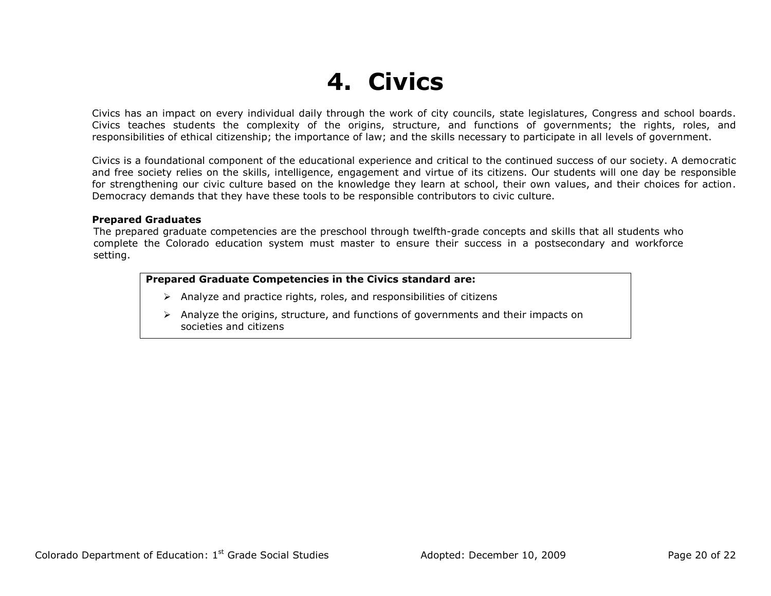# 4. Civics

Civics has an impact on every individual daily through the work of city councils, state legislatures, Congress and school boards. Civics teaches students the complexity of the origins, structure, and functions of governments; the rights, roles, and responsibilities of ethical citizenship; the importance of law; and the skills necessary to participate in all levels of government.

Civics is a foundational component of the educational experience and critical to the continued success of our society. A democratic and free society relies on the skills, intelligence, engagement and virtue of its citizens. Our students will one day be responsible for strengthening our civic culture based on the knowledge they learn at school, their own values, and their choices for action. Democracy demands that they have these tools to be responsible contributors to civic culture.

**Prepared Graduates**

The prepared graduate competencies are the preschool through twelfth-grade concepts and skills that all students who complete the Colorado education system must master to ensure their success in a postsecondary and workforce setting.

**Prepared Graduate Competencies in the Civics standard are:**

- Analyze and practice rights, roles, and responsibilities of citizens
- Analyze the origins, structure, and functions of governments and their impacts on societies and citizens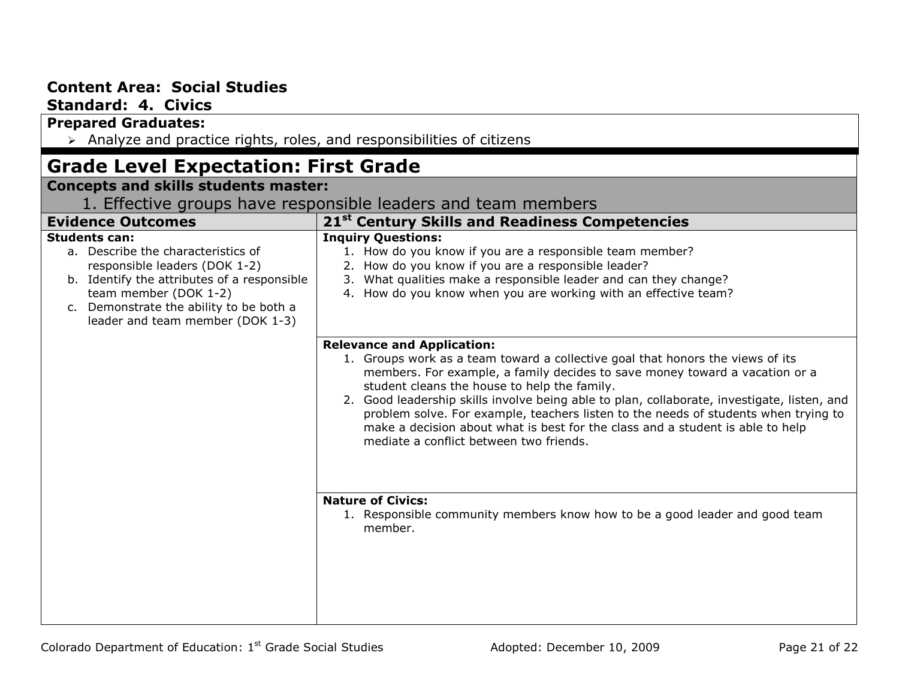**Content Area: Social Studies**
**Standard: 4. Civics**

**Prepared Graduates:**

- Analyze and practice rights, roles, and responsibilities of citizens

## Grade Level Expectation: First Grade

**Concepts and skills students master:**

1. Effective groups have responsible leaders and team members

| Evidence Outcomes | 21st Century Skills and Readiness Competencies |
|---|---|
| **Students can:**<br>a. Describe the characteristics of responsible leaders (DOK 1-2)<br>b. Identify the attributes of a responsible team member (DOK 1-2)<br>c. Demonstrate the ability to be both a leader and team member (DOK 1-3) | **Inquiry Questions:**<br>1. How do you know if you are a responsible team member?<br>2. How do you know if you are a responsible leader?<br>3. What qualities make a responsible leader and can they change?<br>4. How do you know when you are working with an effective team? |
| | **Relevance and Application:**<br>1. Groups work as a team toward a collective goal that honors the views of its members. For example, a family decides to save money toward a vacation or a student cleans the house to help the family.<br>2. Good leadership skills involve being able to plan, collaborate, investigate, listen, and problem solve. For example, teachers listen to the needs of students when trying to make a decision about what is best for the class and a student is able to help mediate a conflict between two friends. |
| | **Nature of Civics:**<br>1. Responsible community members know how to be a good leader and good team member. |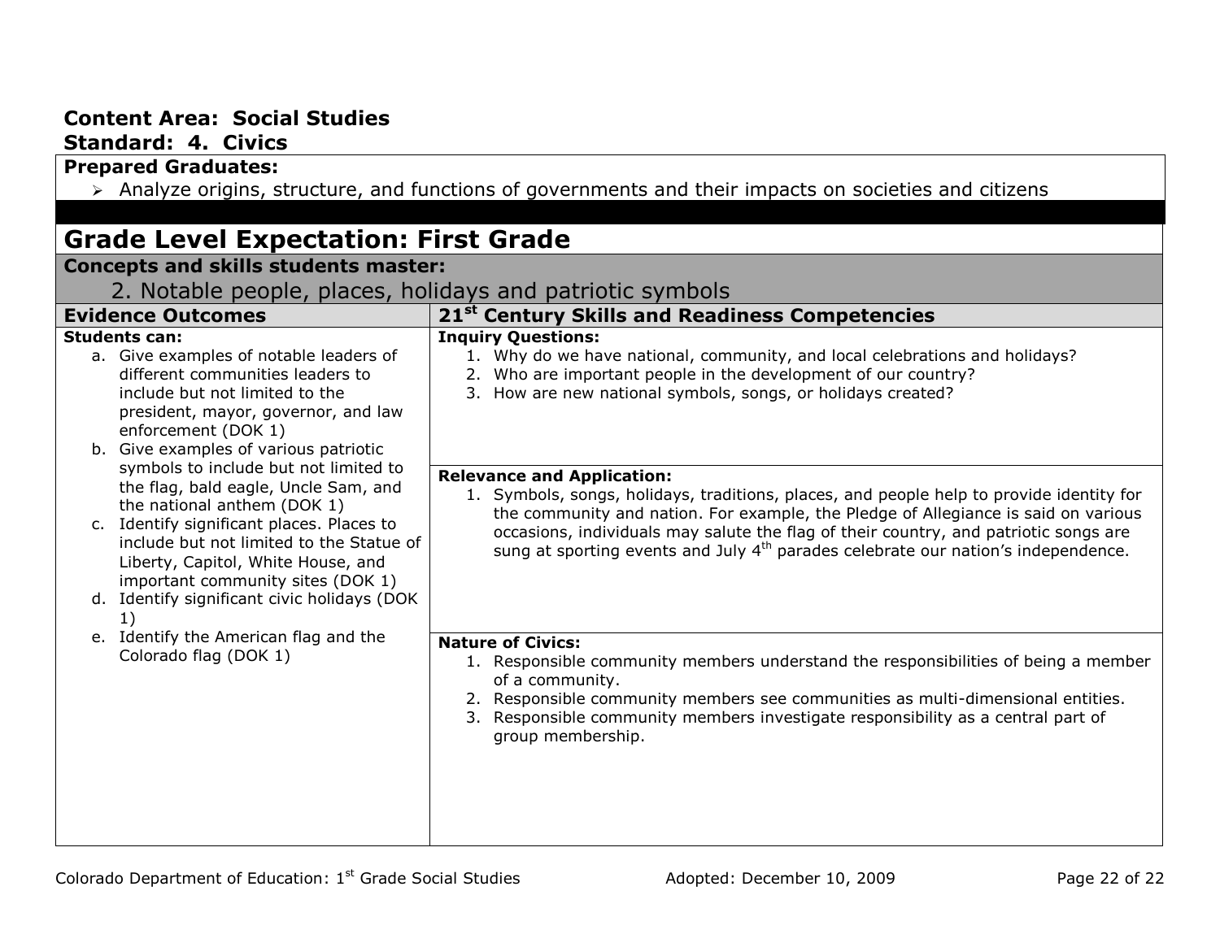**Content Area: Social Studies**
**Standard: 4. Civics**

**Prepared Graduates:**

- Analyze origins, structure, and functions of governments and their impacts on societies and citizens

## Grade Level Expectation: First Grade

**Concepts and skills students master:**

2. Notable people, places, holidays and patriotic symbols

| Evidence Outcomes | 21st Century Skills and Readiness Competencies |
|---|---|
| **Students can:**<br>a. Give examples of notable leaders of different communities leaders to include but not limited to the president, mayor, governor, and law enforcement (DOK 1)<br>b. Give examples of various patriotic symbols to include but not limited to the flag, bald eagle, Uncle Sam, and the national anthem (DOK 1)<br>c. Identify significant places. Places to include but not limited to the Statue of Liberty, Capitol, White House, and important community sites (DOK 1)<br>d. Identify significant civic holidays (DOK 1)<br>e. Identify the American flag and the Colorado flag (DOK 1) | **Inquiry Questions:**<br>1. Why do we have national, community, and local celebrations and holidays?<br>2. Who are important people in the development of our country?<br>3. How are new national symbols, songs, or holidays created?<br><br>**Relevance and Application:**<br>1. Symbols, songs, holidays, traditions, places, and people help to provide identity for the community and nation. For example, the Pledge of Allegiance is said on various occasions, individuals may salute the flag of their country, and patriotic songs are sung at sporting events and July 4th parades celebrate our nation's independence.<br><br>**Nature of Civics:**<br>1. Responsible community members understand the responsibilities of being a member of a community.<br>2. Responsible community members see communities as multi-dimensional entities.<br>3. Responsible community members investigate responsibility as a central part of group membership. |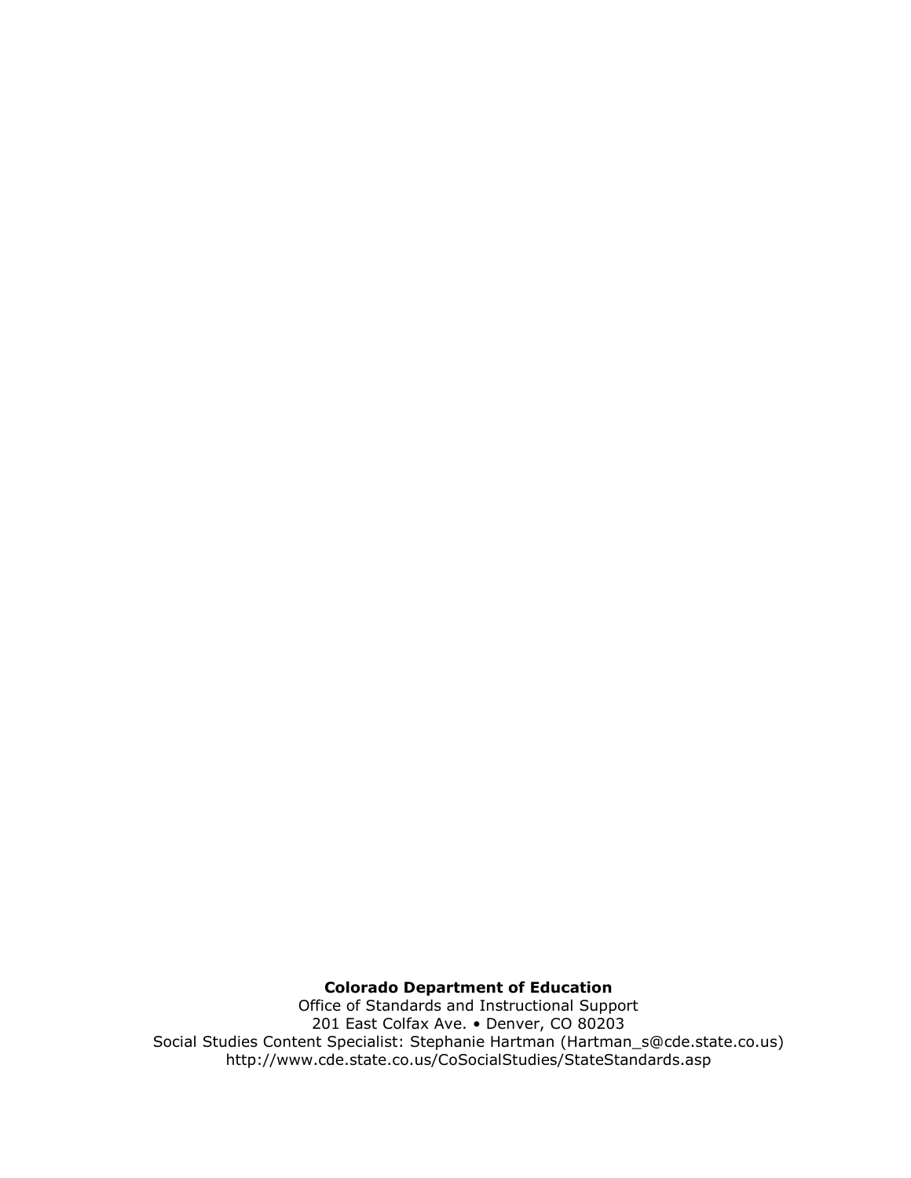**Colorado Department of Education**

Office of Standards and Instructional Support
201 East Colfax Ave. • Denver, CO 80203
Social Studies Content Specialist: Stephanie Hartman (Hartman_s@cde.state.co.us)
http://www.cde.state.co.us/CoSocialStudies/StateStandards.asp